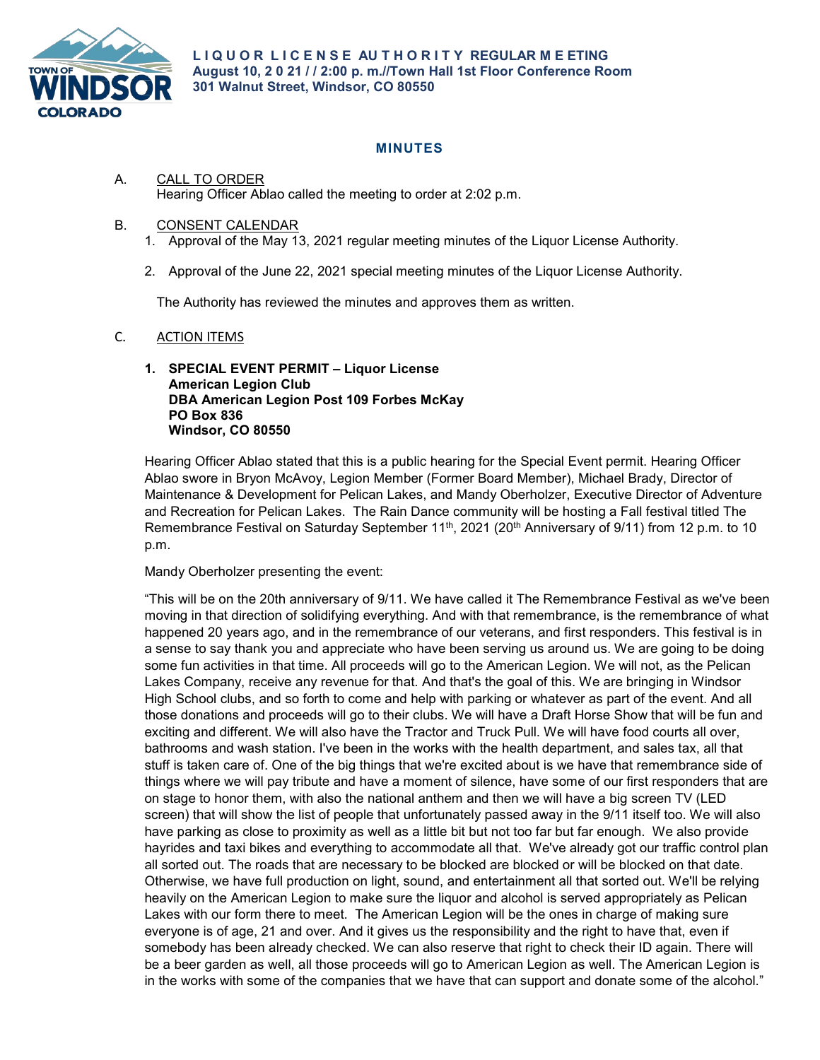**LIQUOR LICENSE AUTHORITY REGULAR MEETING**
**August 10, 2021 / / 2:00 p. m.//Town Hall 1st Floor Conference Room**
**301 Walnut Street, Windsor, CO 80550**

# MINUTES

A. CALL TO ORDER
Hearing Officer Ablao called the meeting to order at 2:02 p.m.

B. CONSENT CALENDAR
1. Approval of the May 13, 2021 regular meeting minutes of the Liquor License Authority.
2. Approval of the June 22, 2021 special meeting minutes of the Liquor License Authority.

The Authority has reviewed the minutes and approves them as written.

C. ACTION ITEMS

**1. SPECIAL EVENT PERMIT – Liquor License**
**American Legion Club**
**DBA American Legion Post 109 Forbes McKay**
**PO Box 836**
**Windsor, CO 80550**

Hearing Officer Ablao stated that this is a public hearing for the Special Event permit. Hearing Officer Ablao swore in Bryon McAvoy, Legion Member (Former Board Member), Michael Brady, Director of Maintenance & Development for Pelican Lakes, and Mandy Oberholzer, Executive Director of Adventure and Recreation for Pelican Lakes. The Rain Dance community will be hosting a Fall festival titled The Remembrance Festival on Saturday September 11th, 2021 (20th Anniversary of 9/11) from 12 p.m. to 10 p.m.

Mandy Oberholzer presenting the event:

"This will be on the 20th anniversary of 9/11. We have called it The Remembrance Festival as we've been moving in that direction of solidifying everything. And with that remembrance, is the remembrance of what happened 20 years ago, and in the remembrance of our veterans, and first responders. This festival is in a sense to say thank you and appreciate who have been serving us around us. We are going to be doing some fun activities in that time. All proceeds will go to the American Legion. We will not, as the Pelican Lakes Company, receive any revenue for that. And that's the goal of this. We are bringing in Windsor High School clubs, and so forth to come and help with parking or whatever as part of the event. And all those donations and proceeds will go to their clubs. We will have a Draft Horse Show that will be fun and exciting and different. We will also have the Tractor and Truck Pull. We will have food courts all over, bathrooms and wash station. I've been in the works with the health department, and sales tax, all that stuff is taken care of. One of the big things that we're excited about is we have that remembrance side of things where we will pay tribute and have a moment of silence, have some of our first responders that are on stage to honor them, with also the national anthem and then we will have a big screen TV (LED screen) that will show the list of people that unfortunately passed away in the 9/11 itself too. We will also have parking as close to proximity as well as a little bit but not too far but far enough. We also provide hayrides and taxi bikes and everything to accommodate all that. We've already got our traffic control plan all sorted out. The roads that are necessary to be blocked are blocked or will be blocked on that date. Otherwise, we have full production on light, sound, and entertainment all that sorted out. We'll be relying heavily on the American Legion to make sure the liquor and alcohol is served appropriately as Pelican Lakes with our form there to meet. The American Legion will be the ones in charge of making sure everyone is of age, 21 and over. And it gives us the responsibility and the right to have that, even if somebody has been already checked. We can also reserve that right to check their ID again. There will be a beer garden as well, all those proceeds will go to American Legion as well. The American Legion is in the works with some of the companies that we have that can support and donate some of the alcohol."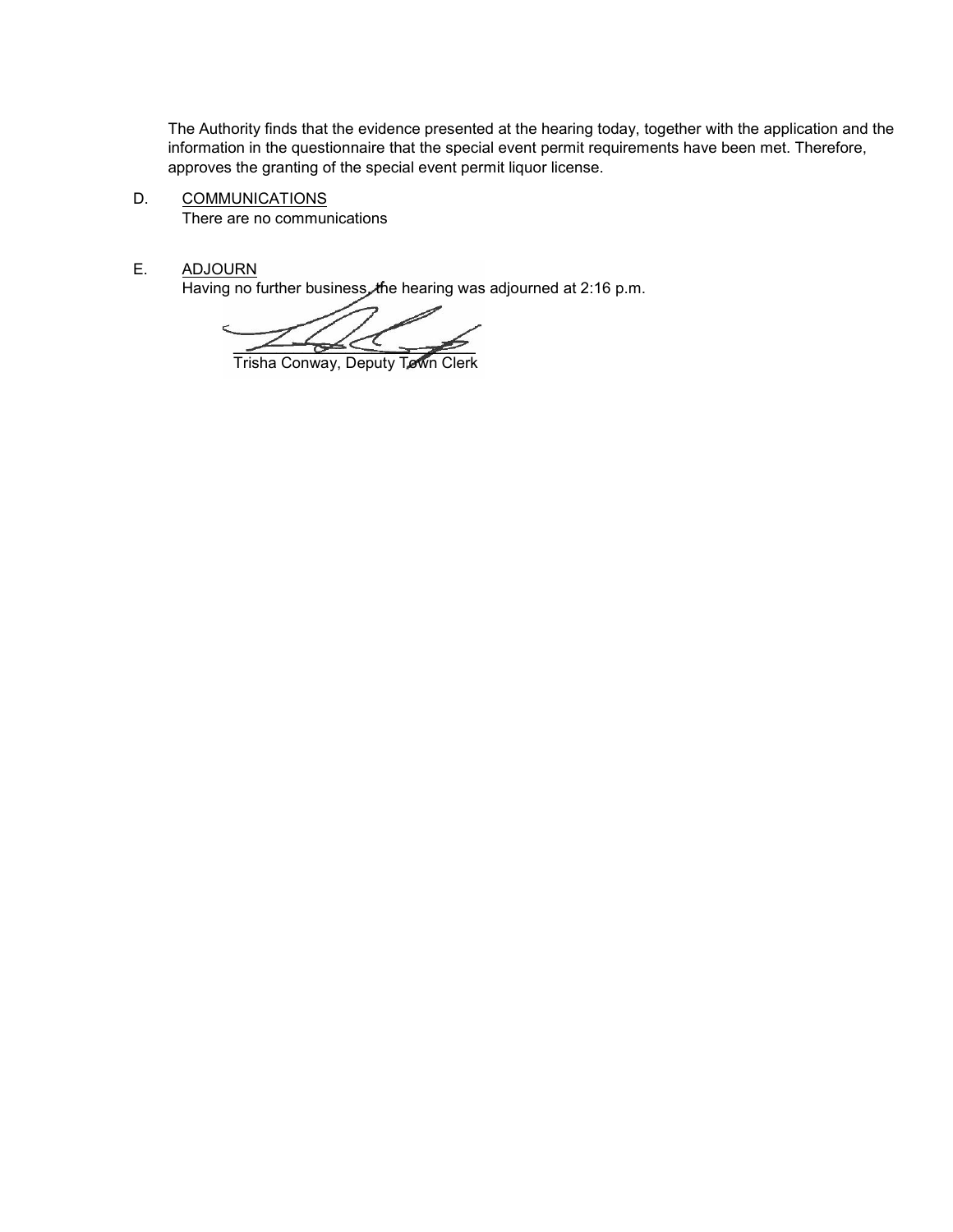The Authority finds that the evidence presented at the hearing today, together with the application and the information in the questionnaire that the special event permit requirements have been met. Therefore, approves the granting of the special event permit liquor license.

D. COMMUNICATIONS

There are no communications

E. ADJOURN

Having no further business, the hearing was adjourned at 2:16 p.m.

Trisha Conway, Deputy Town Clerk